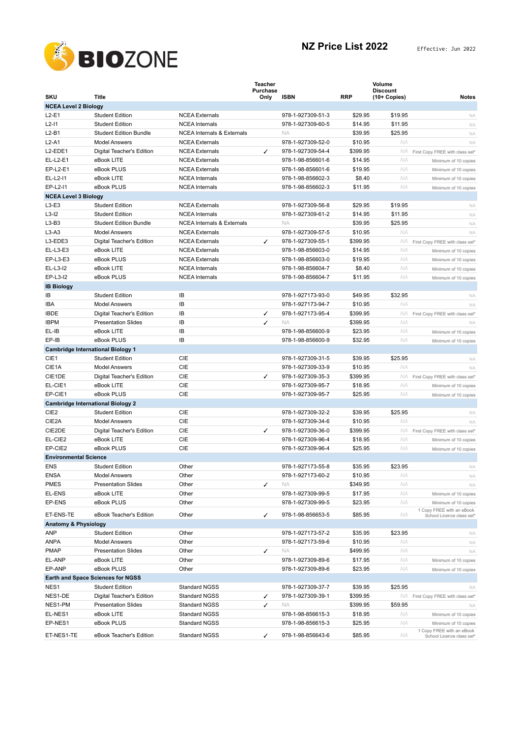BIOZONE

# NZ Price List 2022

Effective: Jun 2022

| SKU | Title | | Teacher Purchase Only | ISBN | RRP | Volume Discount (10+ Copies) | Notes |
|---|---|---|---|---|---|---|---|
| **NCEA Level 2 Biology** | | | | | | | |
| L2-E1 | Student Edition | NCEA Externals | | 978-1-927309-51-3 | $29.95 | $19.95 | NA |
| L2-I1 | Student Edition | NCEA Internals | | 978-1-927309-60-5 | $14.95 | $11.95 | NA |
| L2-B1 | Student Edition Bundle | NCEA Internals & Externals | | NA | $39.95 | $25.95 | NA |
| L2-A1 | Model Answers | NCEA Externals | | 978-1-927309-52-0 | $10.95 | NA | NA |
| L2-EDE1 | Digital Teacher's Edition | NCEA Externals | ✓ | 978-1-927309-54-4 | $399.95 | NA | First Copy FREE with class set* |
| EL-L2-E1 | eBook LITE | NCEA Externals | | 978-1-98-856601-6 | $14.95 | NA | Minimum of 10 copies |
| EP-L2-E1 | eBook PLUS | NCEA Externals | | 978-1-98-856601-6 | $19.95 | NA | Minimum of 10 copies |
| EL-L2-I1 | eBook LITE | NCEA Internals | | 978-1-98-856602-3 | $8.40 | NA | Minimum of 10 copies |
| EP-L2-I1 | eBook PLUS | NCEA Internals | | 978-1-98-856602-3 | $11.95 | NA | Minimum of 10 copies |
| **NCEA Level 3 Biology** | | | | | | | |
| L3-E3 | Student Edition | NCEA Externals | | 978-1-927309-56-8 | $29.95 | $19.95 | NA |
| L3-I2 | Student Edition | NCEA Internals | | 978-1-927309-61-2 | $14.95 | $11.95 | NA |
| L3-B3 | Student Edition Bundle | NCEA Internals & Externals | | NA | $39.95 | $25.95 | NA |
| L3-A3 | Model Answers | NCEA Externals | | 978-1-927309-57-5 | $10.95 | NA | NA |
| L3-EDE3 | Digital Teacher's Edition | NCEA Externals | ✓ | 978-1-927309-55-1 | $399.95 | NA | First Copy FREE with class set* |
| EL-L3-E3 | eBook LITE | NCEA Externals | | 978-1-98-856603-0 | $14.95 | NA | Minimum of 10 copies |
| EP-L3-E3 | eBook PLUS | NCEA Externals | | 978-1-98-856603-0 | $19.95 | NA | Minimum of 10 copies |
| EL-L3-I2 | eBook LITE | NCEA Internals | | 978-1-98-856604-7 | $8.40 | NA | Minimum of 10 copies |
| EP-L3-I2 | eBook PLUS | NCEA Internals | | 978-1-98-856604-7 | $11.95 | NA | Minimum of 10 copies |
| **IB Biology** | | | | | | | |
| IB | Student Edition | IB | | 978-1-927173-93-0 | $49.95 | $32.95 | NA |
| IBA | Model Answers | IB | | 978-1-927173-94-7 | $10.95 | NA | NA |
| IBDE | Digital Teacher's Edition | IB | ✓ | 978-1-927173-95-4 | $399.95 | NA | First Copy FREE with class set* |
| IBPM | Presentation Slides | IB | ✓ | NA | $399.95 | NA | NA |
| EL-IB | eBook LITE | IB | | 978-1-98-856600-9 | $23.95 | NA | Minimum of 10 copies |
| EP-IB | eBook PLUS | IB | | 978-1-98-856600-9 | $32.95 | NA | Minimum of 10 copies |
| **Cambridge International Biology 1** | | | | | | | |
| CIE1 | Student Edition | CIE | | 978-1-927309-31-5 | $39.95 | $25.95 | NA |
| CIE1A | Model Answers | CIE | | 978-1-927309-33-9 | $10.95 | NA | NA |
| CIE1DE | Digital Teacher's Edition | CIE | ✓ | 978-1-927309-35-3 | $399.95 | NA | First Copy FREE with class set* |
| EL-CIE1 | eBook LITE | CIE | | 978-1-927309-95-7 | $18.95 | NA | Minimum of 10 copies |
| EP-CIE1 | eBook PLUS | CIE | | 978-1-927309-95-7 | $25.95 | NA | Minimum of 10 copies |
| **Cambridge International Biology 2** | | | | | | | |
| CIE2 | Student Edition | CIE | | 978-1-927309-32-2 | $39.95 | $25.95 | NA |
| CIE2A | Model Answers | CIE | | 978-1-927309-34-6 | $10.95 | NA | NA |
| CIE2DE | Digital Teacher's Edition | CIE | ✓ | 978-1-927309-36-0 | $399.95 | NA | First Copy FREE with class set* |
| EL-CIE2 | eBook LITE | CIE | | 978-1-927309-96-4 | $18.95 | NA | Minimum of 10 copies |
| EP-CIE2 | eBook PLUS | CIE | | 978-1-927309-96-4 | $25.95 | NA | Minimum of 10 copies |
| **Environmental Science** | | | | | | | |
| ENS | Student Edition | Other | | 978-1-927173-55-8 | $35.95 | $23.95 | NA |
| ENSA | Model Answers | Other | | 978-1-927173-60-2 | $10.95 | NA | NA |
| PMES | Presentation Slides | Other | ✓ | NA | $349.95 | NA | NA |
| EL-ENS | eBook LITE | Other | | 978-1-927309-99-5 | $17.95 | NA | Minimum of 10 copies |
| EP-ENS | eBook PLUS | Other | | 978-1-927309-99-5 | $23.95 | NA | Minimum of 10 copies |
| ET-ENS-TE | eBook Teacher's Edition | Other | ✓ | 978-1-98-856653-5 | $85.95 | NA | 1 Copy FREE with an eBook School Licence class set* |
| **Anatomy & Physiology** | | | | | | | |
| ANP | Student Edition | Other | | 978-1-927173-57-2 | $35.95 | $23.95 | NA |
| ANPA | Model Answers | Other | | 978-1-927173-59-6 | $10.95 | NA | NA |
| PMAP | Presentation Slides | Other | ✓ | NA | $499.95 | NA | NA |
| EL-ANP | eBook LITE | Other | | 978-1-927309-89-6 | $17.95 | NA | Minimum of 10 copies |
| EP-ANP | eBook PLUS | Other | | 978-1-927309-89-6 | $23.95 | NA | Minimum of 10 copies |
| **Earth and Space Sciences for NGSS** | | | | | | | |
| NES1 | Student Edition | Standard NGSS | | 978-1-927309-37-7 | $39.95 | $25.95 | NA |
| NES1-DE | Digital Teacher's Edition | Standard NGSS | ✓ | 978-1-927309-39-1 | $399.95 | NA | First Copy FREE with class set* |
| NES1-PM | Presentation Slides | Standard NGSS | ✓ | NA | $399.95 | $59.95 | NA |
| EL-NES1 | eBook LITE | Standard NGSS | | 978-1-98-856615-3 | $18.95 | NA | Minimum of 10 copies |
| EP-NES1 | eBook PLUS | Standard NGSS | | 978-1-98-856615-3 | $25.95 | NA | Minimum of 10 copies |
| ET-NES1-TE | eBook Teacher's Edition | Standard NGSS | ✓ | 978-1-98-856643-6 | $85.95 | NA | 1 Copy FREE with an eBook School Licence class set* |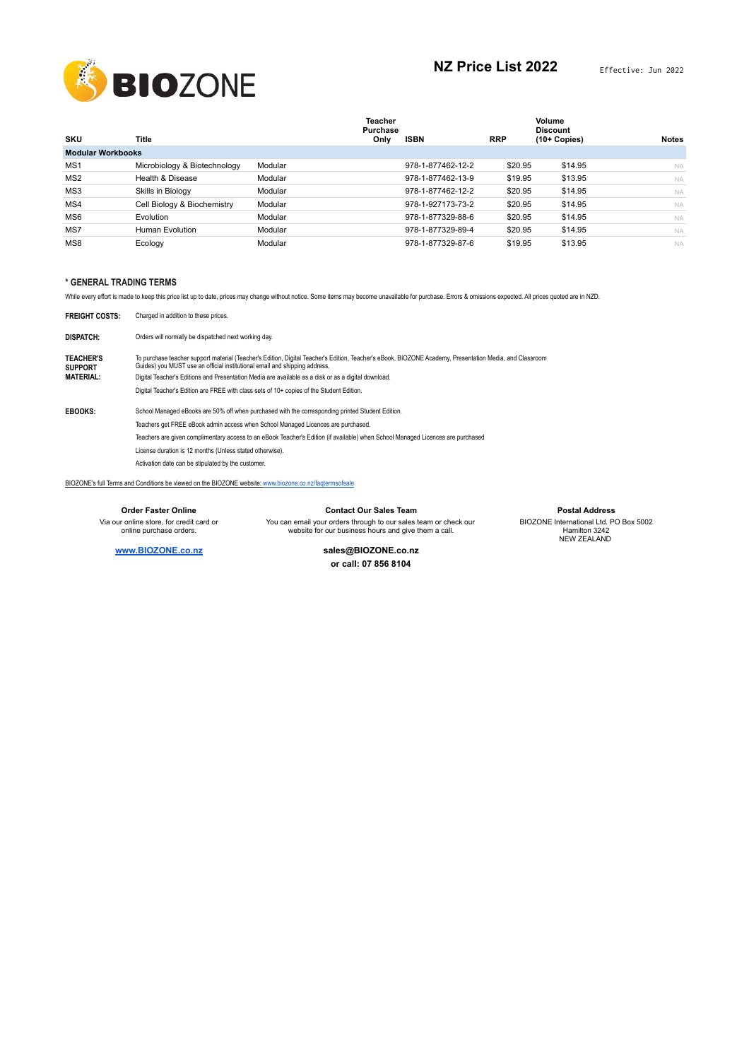# NZ Price List 2022

Effective: Jun 2022

| SKU | Title | | Teacher Purchase Only | ISBN | RRP | Volume Discount (10+ Copies) | Notes |
|---|---|---|---|---|---|---|---|
| **Modular Workbooks** | | | | | | | |
| MS1 | Microbiology & Biotechnology | Modular | | 978-1-877462-12-2 | $20.95 | $14.95 | NA |
| MS2 | Health & Disease | Modular | | 978-1-877462-13-9 | $19.95 | $13.95 | NA |
| MS3 | Skills in Biology | Modular | | 978-1-877462-12-2 | $20.95 | $14.95 | NA |
| MS4 | Cell Biology & Biochemistry | Modular | | 978-1-927173-73-2 | $20.95 | $14.95 | NA |
| MS6 | Evolution | Modular | | 978-1-877329-88-6 | $20.95 | $14.95 | NA |
| MS7 | Human Evolution | Modular | | 978-1-877329-89-4 | $20.95 | $14.95 | NA |
| MS8 | Ecology | Modular | | 978-1-877329-87-6 | $19.95 | $13.95 | NA |

## * GENERAL TRADING TERMS

While every effort is made to keep this price list up to date, prices may change without notice. Some items may become unavailable for purchase. Errors & omissions expected. All prices quoted are in NZD.

**FREIGHT COSTS:** Charged in addition to these prices.

**DISPATCH:** Orders will normally be dispatched next working day.

**TEACHER'S SUPPORT MATERIAL:** To purchase teacher support material (Teacher's Edition, Digital Teacher's Edition, Teacher's eBook, BIOZONE Academy, Presentation Media, and Classroom Guides) you MUST use an official institutional email and shipping address.

Digital Teacher's Editions and Presentation Media are available as a disk or as a digital download.

Digital Teacher's Edition are FREE with class sets of 10+ copies of the Student Edition.

**EBOOKS:** School Managed eBooks are 50% off when purchased with the corresponding printed Student Edition.

Teachers get FREE eBook admin access when School Managed Licences are purchased.

Teachers are given complimentary access to an eBook Teacher's Edition (if available) when School Managed Licences are purchased

License duration is 12 months (Unless stated otherwise).

Activation date can be stipulated by the customer.

BIOZONE's full Terms and Conditions be viewed on the BIOZONE website: www.biozone.co.nz/faqtermsofsale

**Order Faster Online**

Via our online store, for credit card or online purchase orders.

**www.BIOZONE.co.nz**

**Contact Our Sales Team**

You can email your orders through to our sales team or check our website for our business hours and give them a call.

**sales@BIOZONE.co.nz**

**or call: 07 856 8104**

**Postal Address**

BIOZONE International Ltd. PO Box 5002
Hamilton 3242
NEW ZEALAND